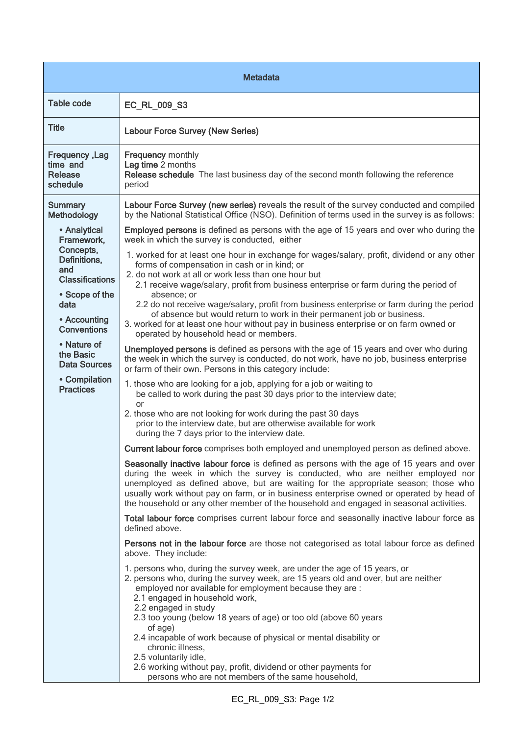| Metadata | |
|---|---|
| Table code | **EC_RL_009_S3** |
| Title | **Labour Force Survey (New Series)** |
| Frequency ,Lag time and Release schedule | **Frequency** monthly<br>**Lag time** 2 months<br>**Release schedule** The last business day of the second month following the reference period |
| Summary Methodology<br><br>• Analytical Framework, Concepts, Definitions, and Classifications<br>• Scope of the data<br>• Accounting Conventions<br>• Nature of the Basic Data Sources<br>• Compilation Practices | **Labour Force Survey (new series)** reveals the result of the survey conducted and compiled by the National Statistical Office (NSO). Definition of terms used in the survey is as follows:<br><br>**Employed persons** is defined as persons with the age of 15 years and over who during the week in which the survey is conducted, either<br>1. worked for at least one hour in exchange for wages/salary, profit, dividend or any other forms of compensation in cash or in kind; or<br>2. do not work at all or work less than one hour but<br>2.1 receive wage/salary, profit from business enterprise or farm during the period of absence; or<br>2.2 do not receive wage/salary, profit from business enterprise or farm during the period of absence but would return to work in their permanent job or business.<br>3. worked for at least one hour without pay in business enterprise or on farm owned or operated by household head or members.<br><br>**Unemployed persons** is defined as persons with the age of 15 years and over who during the week in which the survey is conducted, do not work, have no job, business enterprise or farm of their own. Persons in this category include:<br>1. those who are looking for a job, applying for a job or waiting to be called to work during the past 30 days prior to the interview date; or<br>2. those who are not looking for work during the past 30 days prior to the interview date, but are otherwise available for work during the 7 days prior to the interview date.<br><br>**Current labour force** comprises both employed and unemployed person as defined above.<br><br>**Seasonally inactive labour force** is defined as persons with the age of 15 years and over during the week in which the survey is conducted, who are neither employed nor unemployed as defined above, but are waiting for the appropriate season; those who usually work without pay on farm, or in business enterprise owned or operated by head of the household or any other member of the household and engaged in seasonal activities.<br><br>**Total labour force** comprises current labour force and seasonally inactive labour force as defined above.<br><br>**Persons not in the labour force** are those not categorised as total labour force as defined above. They include:<br>1. persons who, during the survey week, are under the age of 15 years, or<br>2. persons who, during the survey week, are 15 years old and over, but are neither employed nor available for employment because they are :<br>2.1 engaged in household work,<br>2.2 engaged in study<br>2.3 too young (below 18 years of age) or too old (above 60 years of age)<br>2.4 incapable of work because of physical or mental disability or chronic illness,<br>2.5 voluntarily idle,<br>2.6 working without pay, profit, dividend or other payments for persons who are not members of the same household, |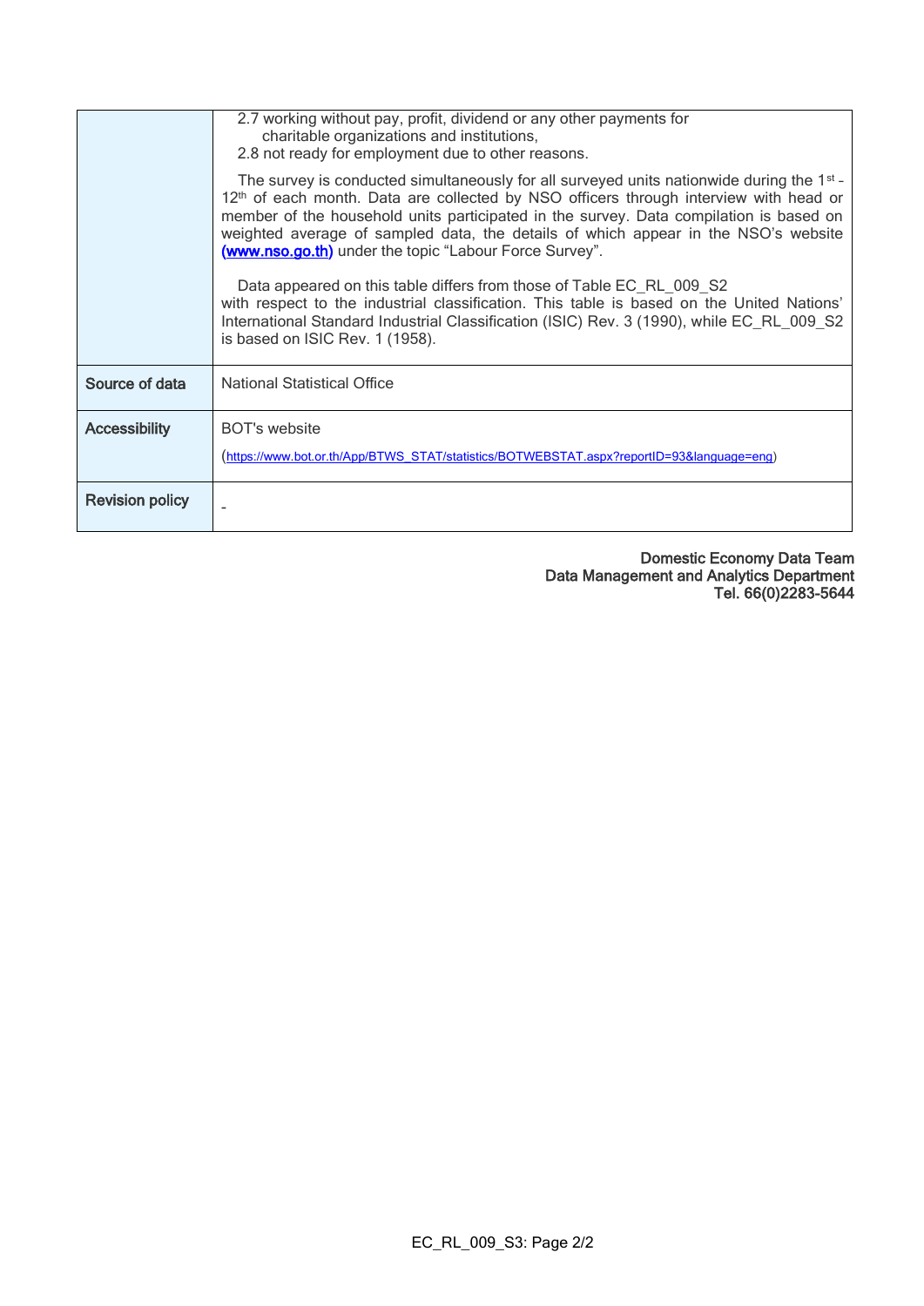| | |
|---|---|
| | 2.7 working without pay, profit, dividend or any other payments for charitable organizations and institutions,<br>2.8 not ready for employment due to other reasons.<br><br>The survey is conducted simultaneously for all surveyed units nationwide during the 1st – 12th of each month. Data are collected by NSO officers through interview with head or member of the household units participated in the survey. Data compilation is based on weighted average of sampled data, the details of which appear in the NSO's website **(www.nso.go.th)** under the topic "Labour Force Survey".<br><br>Data appeared on this table differs from those of Table EC_RL_009_S2 with respect to the industrial classification. This table is based on the United Nations' International Standard Industrial Classification (ISIC) Rev. 3 (1990), while EC_RL_009_S2 is based on ISIC Rev. 1 (1958). |
| **Source of data** | National Statistical Office |
| **Accessibility** | BOT's website<br>(https://www.bot.or.th/App/BTWS_STAT/statistics/BOTWEBSTAT.aspx?reportID=93&language=eng) |
| **Revision policy** | - |

**Domestic Economy Data Team**
**Data Management and Analytics Department**
**Tel. 66(0)2283-5644**

EC_RL_009_S3: Page 2/2